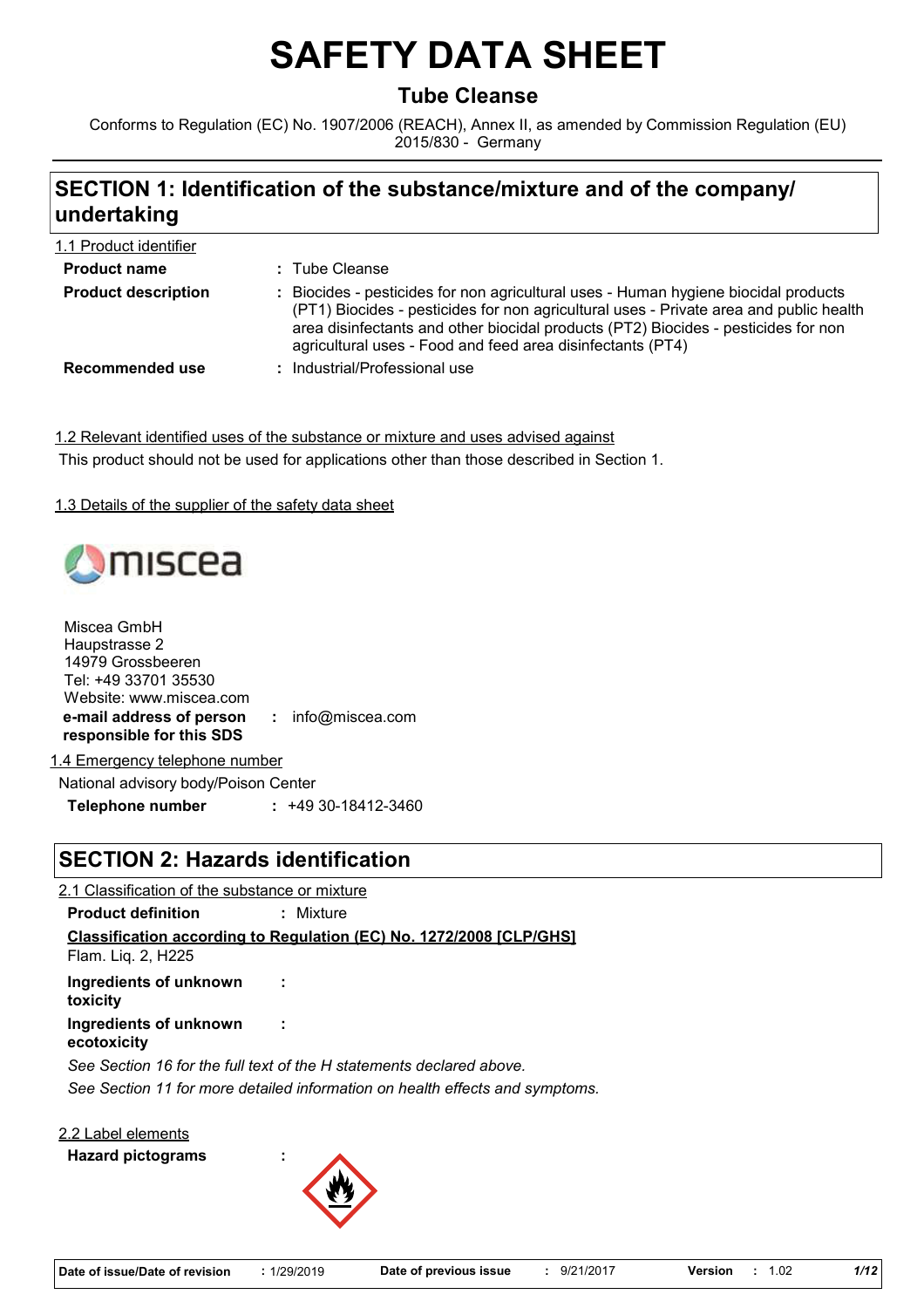# SAFETY DATA SHEET

## Tube Cleanse

Conforms to Regulation (EC) No. 1907/2006 (REACH), Annex II, as amended by Commission Regulation (EU) 2015/830 - Germany

## SECTION 1: Identification of the substance/mixture and of the company/ undertaking

1.1 Product identifier

**Product name** : Tube Cleanse

**Product description** : Biocides - pesticides for non agricultural uses - Human hygiene biocidal products (PT1) Biocides - pesticides for non agricultural uses - Private area and public health area disinfectants and other biocidal products (PT2) Biocides - pesticides for non agricultural uses - Food and feed area disinfectants (PT4)

**Recommended use** : Industrial/Professional use

1.2 Relevant identified uses of the substance or mixture and uses advised against

This product should not be used for applications other than those described in Section 1.

1.3 Details of the supplier of the safety data sheet

miscea

Miscea GmbH
Haupstrasse 2
14979 Grossbeeren
Tel: +49 33701 35530
Website: www.miscea.com

**e-mail address of person responsible for this SDS** : info@miscea.com

1.4 Emergency telephone number

National advisory body/Poison Center

**Telephone number** : +49 30-18412-3460

## SECTION 2: Hazards identification

2.1 Classification of the substance or mixture

**Product definition** : Mixture

**Classification according to Regulation (EC) No. 1272/2008 [CLP/GHS]**

Flam. Liq. 2, H225

**Ingredients of unknown toxicity** :

**Ingredients of unknown ecotoxicity** :

*See Section 16 for the full text of the H statements declared above.*

*See Section 11 for more detailed information on health effects and symptoms.*

2.2 Label elements

**Hazard pictograms** :

| Date of issue/Date of revision | : 1/29/2019 | Date of previous issue | : 9/21/2017 | Version | : 1.02 |
|---|---|---|---|---|---|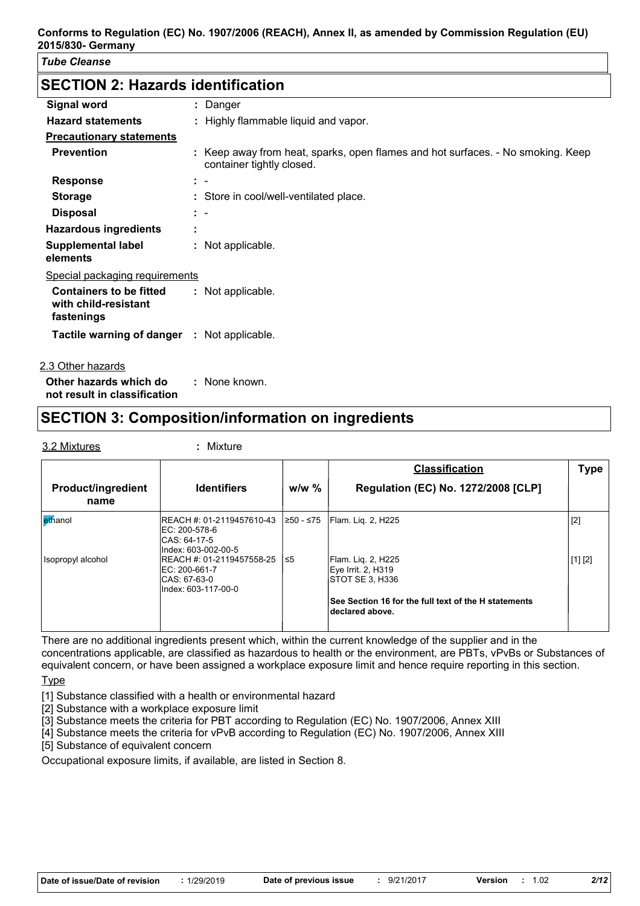## SECTION 2: Hazards identification

| | |
|---|---|
| **Signal word** | : Danger |
| **Hazard statements** | : Highly flammable liquid and vapor. |
| **Precautionary statements** | |
| **Prevention** | : Keep away from heat, sparks, open flames and hot surfaces. - No smoking. Keep container tightly closed. |
| **Response** | : - |
| **Storage** | : Store in cool/well-ventilated place. |
| **Disposal** | : - |
| **Hazardous ingredients** | : |
| **Supplemental label elements** | : Not applicable. |
| Special packaging requirements | |
| **Containers to be fitted with child-resistant fastenings** | : Not applicable. |
| **Tactile warning of danger** | : Not applicable. |

2.3 Other hazards

**Other hazards which do not result in classification** : None known.

## SECTION 3: Composition/information on ingredients

3.2 Mixtures : Mixture

| Product/ingredient name | Identifiers | w/w % | Classification Regulation (EC) No. 1272/2008 [CLP] | Type |
|---|---|---|---|---|
| ethanol | REACH #: 01-2119457610-43 EC: 200-578-6 CAS: 64-17-5 Index: 603-002-00-5 | ≥50 - ≤75 | Flam. Liq. 2, H225 | [2] |
| Isopropyl alcohol | REACH #: 01-2119457558-25 EC: 200-661-7 CAS: 67-63-0 Index: 603-117-00-0 | ≤5 | Flam. Liq. 2, H225 Eye Irrit. 2, H319 STOT SE 3, H336 | [1] [2] |
| | | | **See Section 16 for the full text of the H statements declared above.** | |

There are no additional ingredients present which, within the current knowledge of the supplier and in the concentrations applicable, are classified as hazardous to health or the environment, are PBTs, vPvBs or Substances of equivalent concern, or have been assigned a workplace exposure limit and hence require reporting in this section.

Type

[1] Substance classified with a health or environmental hazard
[2] Substance with a workplace exposure limit
[3] Substance meets the criteria for PBT according to Regulation (EC) No. 1907/2006, Annex XIII
[4] Substance meets the criteria for vPvB according to Regulation (EC) No. 1907/2006, Annex XIII
[5] Substance of equivalent concern

Occupational exposure limits, if available, are listed in Section 8.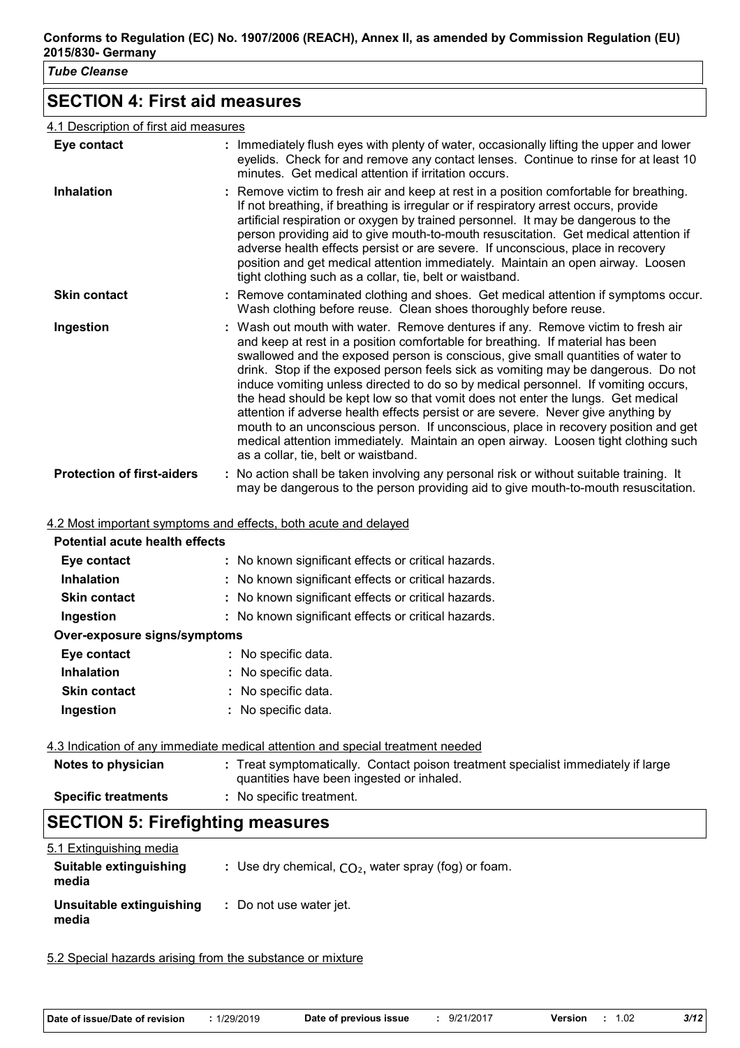## SECTION 4: First aid measures

4.1 Description of first aid measures

| | |
|---|---|
| **Eye contact** | : Immediately flush eyes with plenty of water, occasionally lifting the upper and lower eyelids. Check for and remove any contact lenses. Continue to rinse for at least 10 minutes. Get medical attention if irritation occurs. |
| **Inhalation** | : Remove victim to fresh air and keep at rest in a position comfortable for breathing. If not breathing, if breathing is irregular or if respiratory arrest occurs, provide artificial respiration or oxygen by trained personnel. It may be dangerous to the person providing aid to give mouth-to-mouth resuscitation. Get medical attention if adverse health effects persist or are severe. If unconscious, place in recovery position and get medical attention immediately. Maintain an open airway. Loosen tight clothing such as a collar, tie, belt or waistband. |
| **Skin contact** | : Remove contaminated clothing and shoes. Get medical attention if symptoms occur. Wash clothing before reuse. Clean shoes thoroughly before reuse. |
| **Ingestion** | : Wash out mouth with water. Remove dentures if any. Remove victim to fresh air and keep at rest in a position comfortable for breathing. If material has been swallowed and the exposed person is conscious, give small quantities of water to drink. Stop if the exposed person feels sick as vomiting may be dangerous. Do not induce vomiting unless directed to do so by medical personnel. If vomiting occurs, the head should be kept low so that vomit does not enter the lungs. Get medical attention if adverse health effects persist or are severe. Never give anything by mouth to an unconscious person. If unconscious, place in recovery position and get medical attention immediately. Maintain an open airway. Loosen tight clothing such as a collar, tie, belt or waistband. |
| **Protection of first-aiders** | : No action shall be taken involving any personal risk or without suitable training. It may be dangerous to the person providing aid to give mouth-to-mouth resuscitation. |

4.2 Most important symptoms and effects, both acute and delayed

**Potential acute health effects**

| | |
|---|---|
| **Eye contact** | : No known significant effects or critical hazards. |
| **Inhalation** | : No known significant effects or critical hazards. |
| **Skin contact** | : No known significant effects or critical hazards. |
| **Ingestion** | : No known significant effects or critical hazards. |

**Over-exposure signs/symptoms**

| | |
|---|---|
| **Eye contact** | : No specific data. |
| **Inhalation** | : No specific data. |
| **Skin contact** | : No specific data. |
| **Ingestion** | : No specific data. |

4.3 Indication of any immediate medical attention and special treatment needed

| | |
|---|---|
| **Notes to physician** | : Treat symptomatically. Contact poison treatment specialist immediately if large quantities have been ingested or inhaled. |
| **Specific treatments** | : No specific treatment. |

## SECTION 5: Firefighting measures

5.1 Extinguishing media

| | |
|---|---|
| **Suitable extinguishing media** | : Use dry chemical, $CO_2$, water spray (fog) or foam. |
| **Unsuitable extinguishing media** | : Do not use water jet. |

5.2 Special hazards arising from the substance or mixture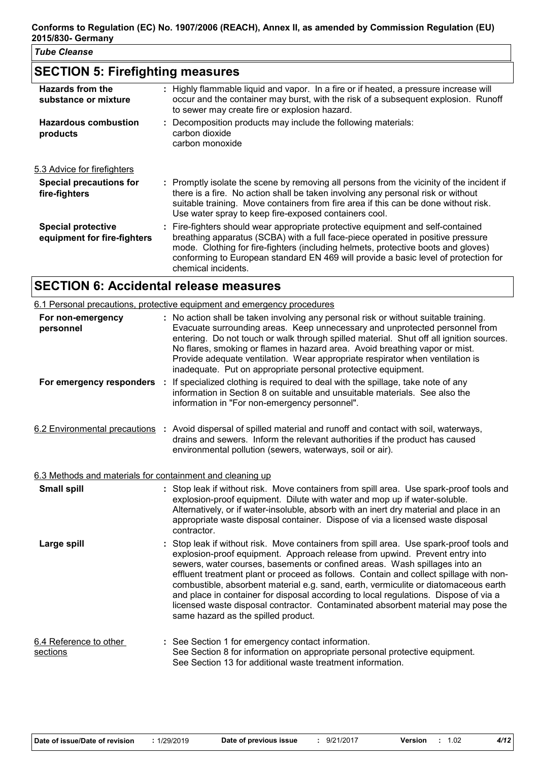## SECTION 5: Firefighting measures

**Hazards from the substance or mixture** : Highly flammable liquid and vapor. In a fire or if heated, a pressure increase will occur and the container may burst, with the risk of a subsequent explosion. Runoff to sewer may create fire or explosion hazard.

**Hazardous combustion products** : Decomposition products may include the following materials:
carbon dioxide
carbon monoxide

### 5.3 Advice for firefighters

**Special precautions for fire-fighters** : Promptly isolate the scene by removing all persons from the vicinity of the incident if there is a fire. No action shall be taken involving any personal risk or without suitable training. Move containers from fire area if this can be done without risk. Use water spray to keep fire-exposed containers cool.

**Special protective equipment for fire-fighters** : Fire-fighters should wear appropriate protective equipment and self-contained breathing apparatus (SCBA) with a full face-piece operated in positive pressure mode. Clothing for fire-fighters (including helmets, protective boots and gloves) conforming to European standard EN 469 will provide a basic level of protection for chemical incidents.

## SECTION 6: Accidental release measures

### 6.1 Personal precautions, protective equipment and emergency procedures

**For non-emergency personnel** : No action shall be taken involving any personal risk or without suitable training. Evacuate surrounding areas. Keep unnecessary and unprotected personnel from entering. Do not touch or walk through spilled material. Shut off all ignition sources. No flares, smoking or flames in hazard area. Avoid breathing vapor or mist. Provide adequate ventilation. Wear appropriate respirator when ventilation is inadequate. Put on appropriate personal protective equipment.

**For emergency responders** : If specialized clothing is required to deal with the spillage, take note of any information in Section 8 on suitable and unsuitable materials. See also the information in "For non-emergency personnel".

**6.2 Environmental precautions** : Avoid dispersal of spilled material and runoff and contact with soil, waterways, drains and sewers. Inform the relevant authorities if the product has caused environmental pollution (sewers, waterways, soil or air).

### 6.3 Methods and materials for containment and cleaning up

**Small spill** : Stop leak if without risk. Move containers from spill area. Use spark-proof tools and explosion-proof equipment. Dilute with water and mop up if water-soluble. Alternatively, or if water-insoluble, absorb with an inert dry material and place in an appropriate waste disposal container. Dispose of via a licensed waste disposal contractor.

**Large spill** : Stop leak if without risk. Move containers from spill area. Use spark-proof tools and explosion-proof equipment. Approach release from upwind. Prevent entry into sewers, water courses, basements or confined areas. Wash spillages into an effluent treatment plant or proceed as follows. Contain and collect spillage with non-combustible, absorbent material e.g. sand, earth, vermiculite or diatomaceous earth and place in container for disposal according to local regulations. Dispose of via a licensed waste disposal contractor. Contaminated absorbent material may pose the same hazard as the spilled product.

**6.4 Reference to other sections** : See Section 1 for emergency contact information.
See Section 8 for information on appropriate personal protective equipment.
See Section 13 for additional waste treatment information.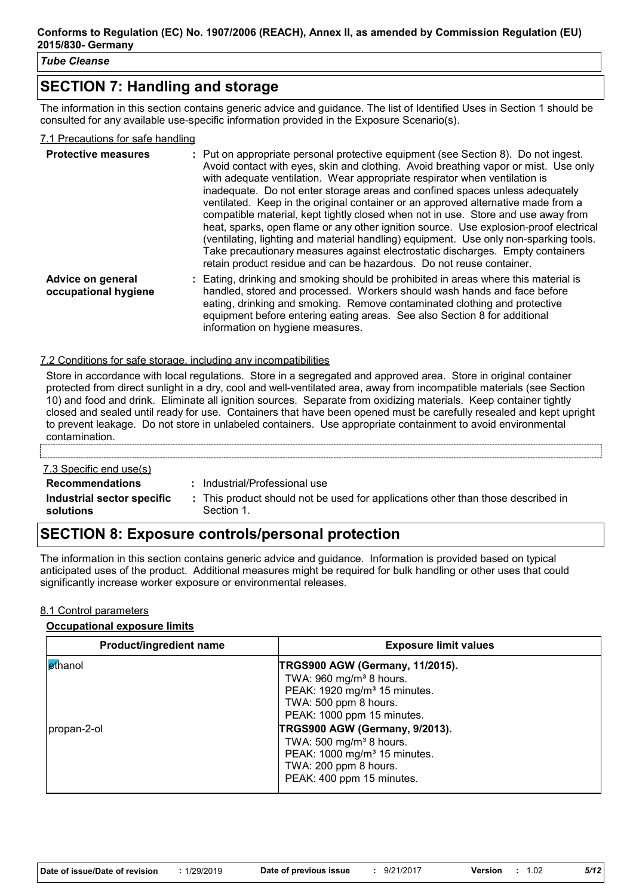## SECTION 7: Handling and storage

The information in this section contains generic advice and guidance. The list of Identified Uses in Section 1 should be consulted for any available use-specific information provided in the Exposure Scenario(s).

### 7.1 Precautions for safe handling

**Protective measures** : Put on appropriate personal protective equipment (see Section 8). Do not ingest. Avoid contact with eyes, skin and clothing. Avoid breathing vapor or mist. Use only with adequate ventilation. Wear appropriate respirator when ventilation is inadequate. Do not enter storage areas and confined spaces unless adequately ventilated. Keep in the original container or an approved alternative made from a compatible material, kept tightly closed when not in use. Store and use away from heat, sparks, open flame or any other ignition source. Use explosion-proof electrical (ventilating, lighting and material handling) equipment. Use only non-sparking tools. Take precautionary measures against electrostatic discharges. Empty containers retain product residue and can be hazardous. Do not reuse container.

**Advice on general occupational hygiene** : Eating, drinking and smoking should be prohibited in areas where this material is handled, stored and processed. Workers should wash hands and face before eating, drinking and smoking. Remove contaminated clothing and protective equipment before entering eating areas. See also Section 8 for additional information on hygiene measures.

### 7.2 Conditions for safe storage, including any incompatibilities

Store in accordance with local regulations. Store in a segregated and approved area. Store in original container protected from direct sunlight in a dry, cool and well-ventilated area, away from incompatible materials (see Section 10) and food and drink. Eliminate all ignition sources. Separate from oxidizing materials. Keep container tightly closed and sealed until ready for use. Containers that have been opened must be carefully resealed and kept upright to prevent leakage. Do not store in unlabeled containers. Use appropriate containment to avoid environmental contamination.

### 7.3 Specific end use(s)

**Recommendations** : Industrial/Professional use

**Industrial sector specific solutions** : This product should not be used for applications other than those described in Section 1.

## SECTION 8: Exposure controls/personal protection

The information in this section contains generic advice and guidance. Information is provided based on typical anticipated uses of the product. Additional measures might be required for bulk handling or other uses that could significantly increase worker exposure or environmental releases.

### 8.1 Control parameters

**Occupational exposure limits**

| Product/ingredient name | Exposure limit values |
|---|---|
| ethanol | **TRGS900 AGW (Germany, 11/2015).**<br>TWA: 960 mg/m³ 8 hours.<br>PEAK: 1920 mg/m³ 15 minutes.<br>TWA: 500 ppm 8 hours.<br>PEAK: 1000 ppm 15 minutes. |
| propan-2-ol | **TRGS900 AGW (Germany, 9/2013).**<br>TWA: 500 mg/m³ 8 hours.<br>PEAK: 1000 mg/m³ 15 minutes.<br>TWA: 200 ppm 8 hours.<br>PEAK: 400 ppm 15 minutes. |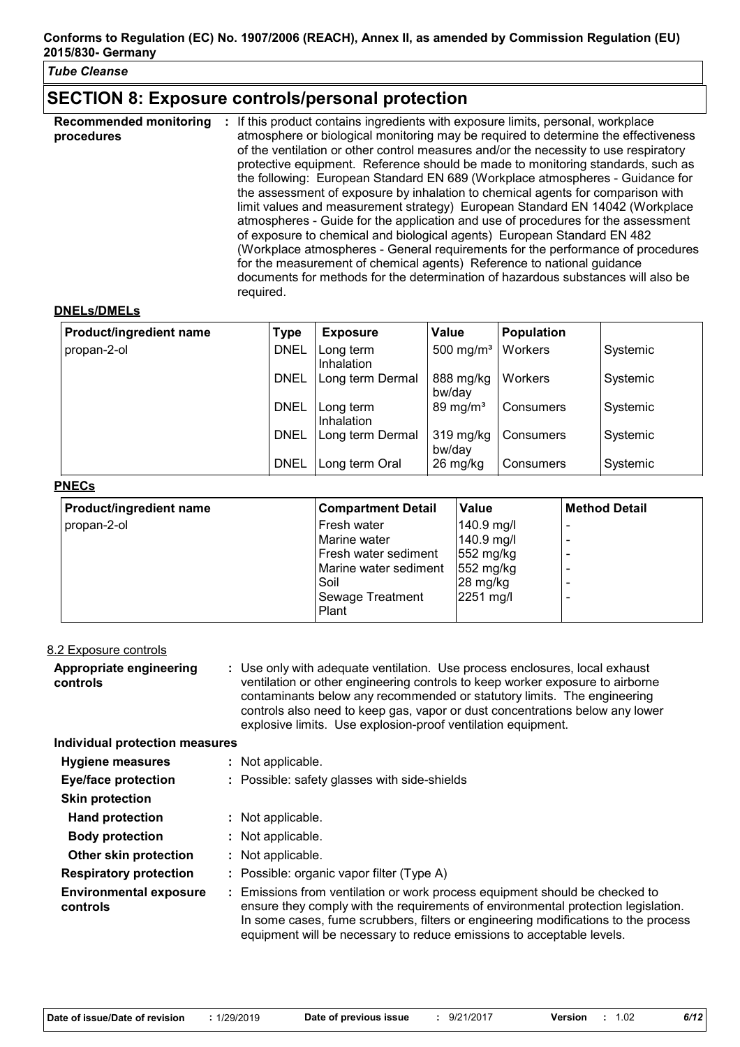## SECTION 8: Exposure controls/personal protection

**Recommended monitoring procedures** : If this product contains ingredients with exposure limits, personal, workplace atmosphere or biological monitoring may be required to determine the effectiveness of the ventilation or other control measures and/or the necessity to use respiratory protective equipment. Reference should be made to monitoring standards, such as the following: European Standard EN 689 (Workplace atmospheres - Guidance for the assessment of exposure by inhalation to chemical agents for comparison with limit values and measurement strategy) European Standard EN 14042 (Workplace atmospheres - Guide for the application and use of procedures for the assessment of exposure to chemical and biological agents) European Standard EN 482 (Workplace atmospheres - General requirements for the performance of procedures for the measurement of chemical agents) Reference to national guidance documents for methods for the determination of hazardous substances will also be required.

**DNELs/DMELs**

| Product/ingredient name | Type | Exposure | Value | Population | |
|---|---|---|---|---|---|
| propan-2-ol | DNEL | Long term Inhalation | 500 mg/m³ | Workers | Systemic |
| | DNEL | Long term Dermal | 888 mg/kg bw/day | Workers | Systemic |
| | DNEL | Long term Inhalation | 89 mg/m³ | Consumers | Systemic |
| | DNEL | Long term Dermal | 319 mg/kg bw/day | Consumers | Systemic |
| | DNEL | Long term Oral | 26 mg/kg | Consumers | Systemic |

**PNECs**

| Product/ingredient name | Compartment Detail | Value | Method Detail |
|---|---|---|---|
| propan-2-ol | Fresh water | 140.9 mg/l | - |
| | Marine water | 140.9 mg/l | - |
| | Fresh water sediment | 552 mg/kg | - |
| | Marine water sediment | 552 mg/kg | - |
| | Soil | 28 mg/kg | - |
| | Sewage Treatment Plant | 2251 mg/l | - |

8.2 Exposure controls

**Appropriate engineering controls** : Use only with adequate ventilation. Use process enclosures, local exhaust ventilation or other engineering controls to keep worker exposure to airborne contaminants below any recommended or statutory limits. The engineering controls also need to keep gas, vapor or dust concentrations below any lower explosive limits. Use explosion-proof ventilation equipment.

**Individual protection measures**

**Hygiene measures** : Not applicable.

**Eye/face protection** : Possible: safety glasses with side-shields

**Skin protection**

**Hand protection** : Not applicable.

**Body protection** : Not applicable.

**Other skin protection** : Not applicable.

**Respiratory protection** : Possible: organic vapor filter (Type A)

**Environmental exposure controls** : Emissions from ventilation or work process equipment should be checked to ensure they comply with the requirements of environmental protection legislation. In some cases, fume scrubbers, filters or engineering modifications to the process equipment will be necessary to reduce emissions to acceptable levels.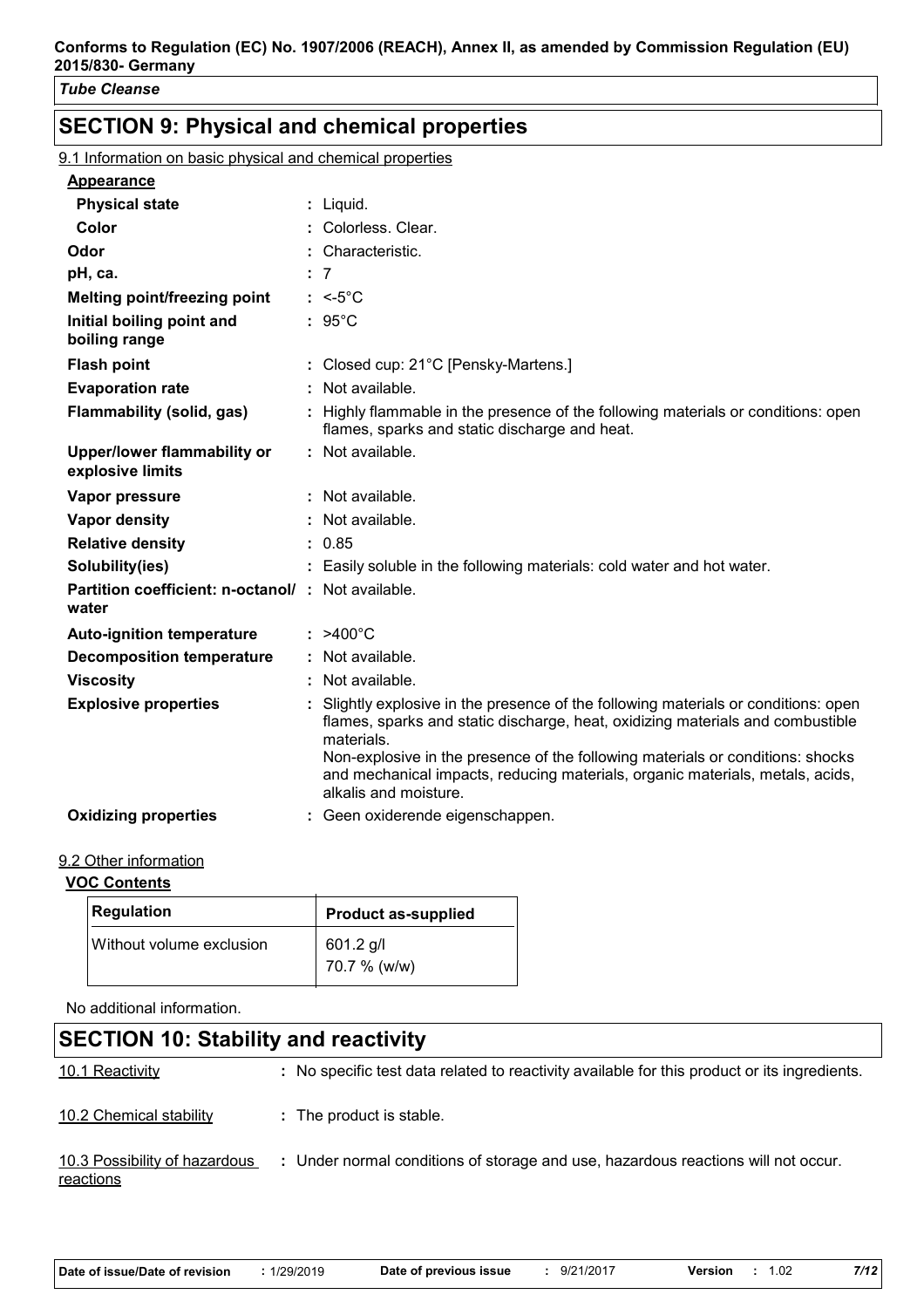**Conforms to Regulation (EC) No. 1907/2006 (REACH), Annex II, as amended by Commission Regulation (EU) 2015/830- Germany**

*Tube Cleanse*

## SECTION 9: Physical and chemical properties

9.1 Information on basic physical and chemical properties

**Appearance**

| | |
|---|---|
| **Physical state** | : Liquid. |
| **Color** | : Colorless. Clear. |
| **Odor** | : Characteristic. |
| **pH, ca.** | : 7 |
| **Melting point/freezing point** | : <-5°C |
| **Initial boiling point and boiling range** | : 95°C |
| **Flash point** | : Closed cup: 21°C [Pensky-Martens.] |
| **Evaporation rate** | : Not available. |
| **Flammability (solid, gas)** | : Highly flammable in the presence of the following materials or conditions: open flames, sparks and static discharge and heat. |
| **Upper/lower flammability or explosive limits** | : Not available. |
| **Vapor pressure** | : Not available. |
| **Vapor density** | : Not available. |
| **Relative density** | : 0.85 |
| **Solubility(ies)** | : Easily soluble in the following materials: cold water and hot water. |
| **Partition coefficient: n-octanol/ water** | : Not available. |
| **Auto-ignition temperature** | : >400°C |
| **Decomposition temperature** | : Not available. |
| **Viscosity** | : Not available. |
| **Explosive properties** | : Slightly explosive in the presence of the following materials or conditions: open flames, sparks and static discharge, heat, oxidizing materials and combustible materials. Non-explosive in the presence of the following materials or conditions: shocks and mechanical impacts, reducing materials, organic materials, metals, acids, alkalis and moisture. |
| **Oxidizing properties** | : Geen oxiderende eigenschappen. |

9.2 Other information

**VOC Contents**

| Regulation | Product as-supplied |
|---|---|
| Without volume exclusion | 601.2 g/l<br>70.7 % (w/w) |

No additional information.

## SECTION 10: Stability and reactivity

| | |
|---|---|
| 10.1 Reactivity | : No specific test data related to reactivity available for this product or its ingredients. |
| 10.2 Chemical stability | : The product is stable. |
| 10.3 Possibility of hazardous reactions | : Under normal conditions of storage and use, hazardous reactions will not occur. |

| Date of issue/Date of revision | : 1/29/2019 | Date of previous issue | : 9/21/2017 | Version | : 1.02 |
|---|---|---|---|---|---|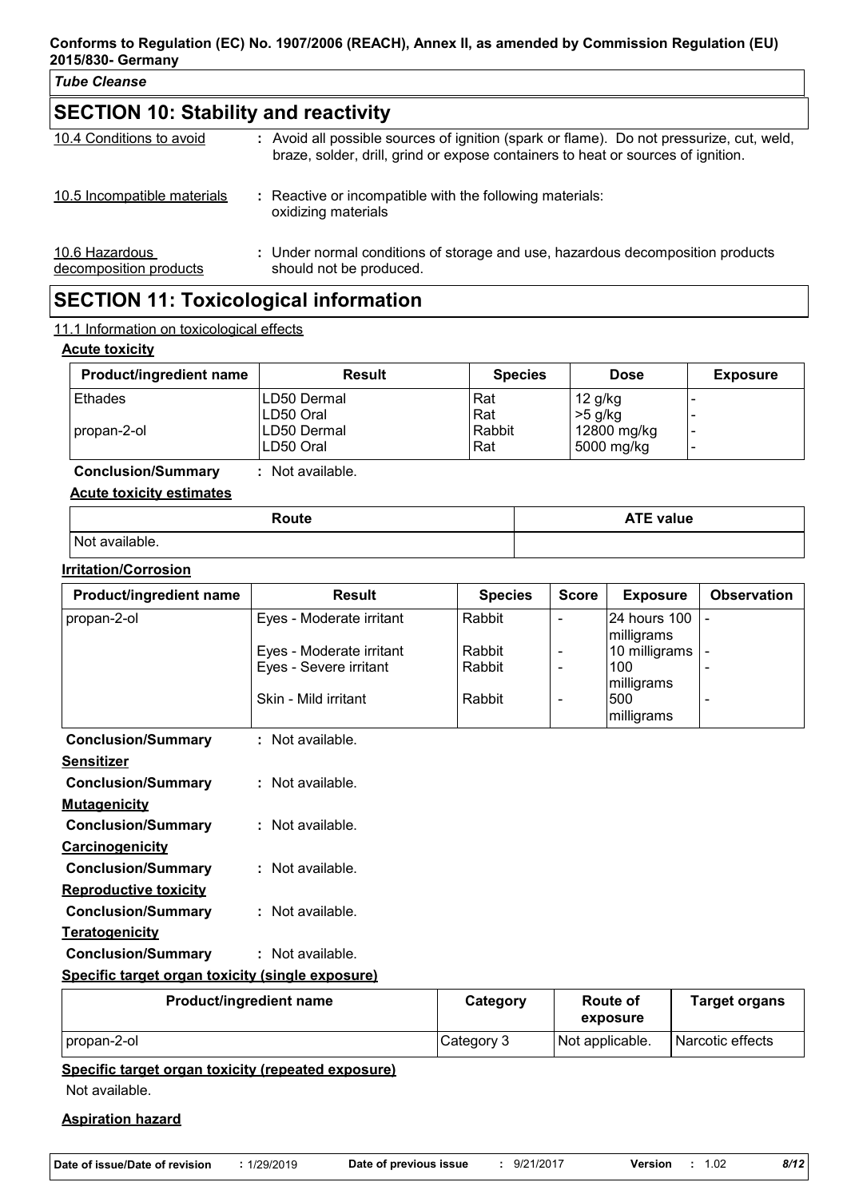## SECTION 10: Stability and reactivity

| | |
|---|---|
| 10.4 Conditions to avoid | : Avoid all possible sources of ignition (spark or flame). Do not pressurize, cut, weld, braze, solder, drill, grind or expose containers to heat or sources of ignition. |
| 10.5 Incompatible materials | : Reactive or incompatible with the following materials: oxidizing materials |
| 10.6 Hazardous decomposition products | : Under normal conditions of storage and use, hazardous decomposition products should not be produced. |

## SECTION 11: Toxicological information

11.1 Information on toxicological effects

**Acute toxicity**

| Product/ingredient name | Result | Species | Dose | Exposure |
|---|---|---|---|---|
| Ethades | LD50 Dermal | Rat | 12 g/kg | - |
| | LD50 Oral | Rat | >5 g/kg | - |
| propan-2-ol | LD50 Dermal | Rabbit | 12800 mg/kg | - |
| | LD50 Oral | Rat | 5000 mg/kg | - |

**Conclusion/Summary** : Not available.

**Acute toxicity estimates**

| Route | ATE value |
|---|---|
| Not available. | |

**Irritation/Corrosion**

| Product/ingredient name | Result | Species | Score | Exposure | Observation |
|---|---|---|---|---|---|
| propan-2-ol | Eyes - Moderate irritant | Rabbit | - | 24 hours 100 milligrams | - |
| | Eyes - Moderate irritant | Rabbit | - | 10 milligrams | - |
| | Eyes - Severe irritant | Rabbit | - | 100 milligrams | - |
| | Skin - Mild irritant | Rabbit | - | 500 milligrams | - |

**Conclusion/Summary** : Not available.

**Sensitizer**

**Conclusion/Summary** : Not available.

**Mutagenicity**

**Conclusion/Summary** : Not available.

**Carcinogenicity**

**Conclusion/Summary** : Not available.

**Reproductive toxicity**

**Conclusion/Summary** : Not available.

**Teratogenicity**

**Conclusion/Summary** : Not available.

**Specific target organ toxicity (single exposure)**

| Product/ingredient name | Category | Route of exposure | Target organs |
|---|---|---|---|
| propan-2-ol | Category 3 | Not applicable. | Narcotic effects |

**Specific target organ toxicity (repeated exposure)**

Not available.

**Aspiration hazard**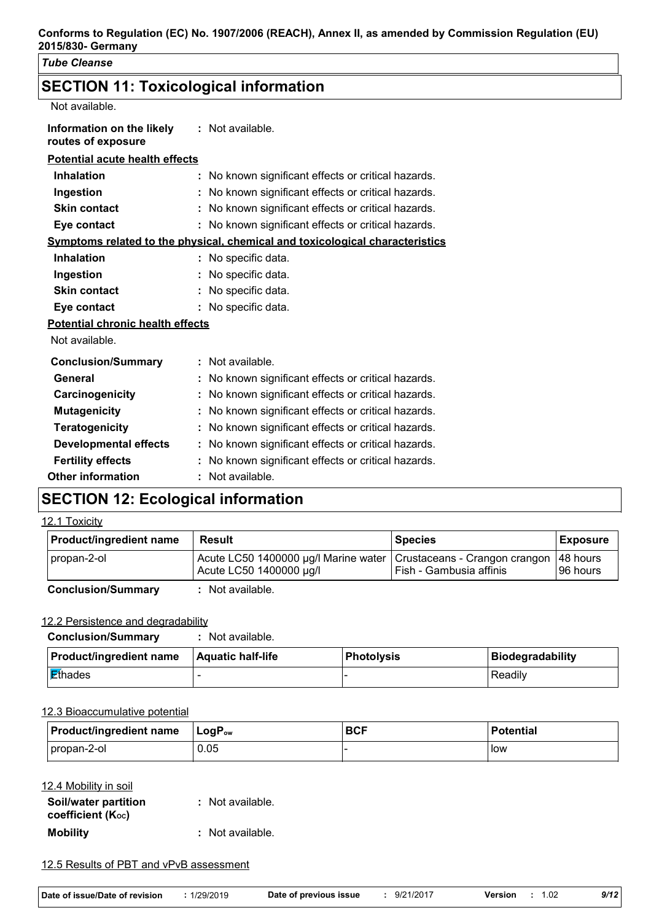## SECTION 11: Toxicological information

Not available.

**Information on the likely routes of exposure** : Not available.

**Potential acute health effects**

| | |
|---|---|
| **Inhalation** | : No known significant effects or critical hazards. |
| **Ingestion** | : No known significant effects or critical hazards. |
| **Skin contact** | : No known significant effects or critical hazards. |
| **Eye contact** | : No known significant effects or critical hazards. |

**Symptoms related to the physical, chemical and toxicological characteristics**

| | |
|---|---|
| **Inhalation** | : No specific data. |
| **Ingestion** | : No specific data. |
| **Skin contact** | : No specific data. |
| **Eye contact** | : No specific data. |

**Potential chronic health effects**

Not available.

| | |
|---|---|
| **Conclusion/Summary** | : Not available. |
| **General** | : No known significant effects or critical hazards. |
| **Carcinogenicity** | : No known significant effects or critical hazards. |
| **Mutagenicity** | : No known significant effects or critical hazards. |
| **Teratogenicity** | : No known significant effects or critical hazards. |
| **Developmental effects** | : No known significant effects or critical hazards. |
| **Fertility effects** | : No known significant effects or critical hazards. |
| **Other information** | : Not available. |

## SECTION 12: Ecological information

**12.1 Toxicity**

| Product/ingredient name | Result | Species | Exposure |
|---|---|---|---|
| propan-2-ol | Acute LC50 1400000 µg/l Marine water<br>Acute LC50 1400000 µg/l | Crustaceans - Crangon crangon<br>Fish - Gambusia affinis | 48 hours<br>96 hours |

**Conclusion/Summary** : Not available.

**12.2 Persistence and degradability**

**Conclusion/Summary** : Not available.

| Product/ingredient name | Aquatic half-life | Photolysis | Biodegradability |
|---|---|---|---|
| Ethades | - | - | Readily |

**12.3 Bioaccumulative potential**

| Product/ingredient name | $LogP_{ow}$ | BCF | Potential |
|---|---|---|---|
| propan-2-ol | 0.05 | - | low |

**12.4 Mobility in soil**

| | |
|---|---|
| **Soil/water partition coefficient ($K_{OC}$)** | : Not available. |
| **Mobility** | : Not available. |

**12.5 Results of PBT and vPvB assessment**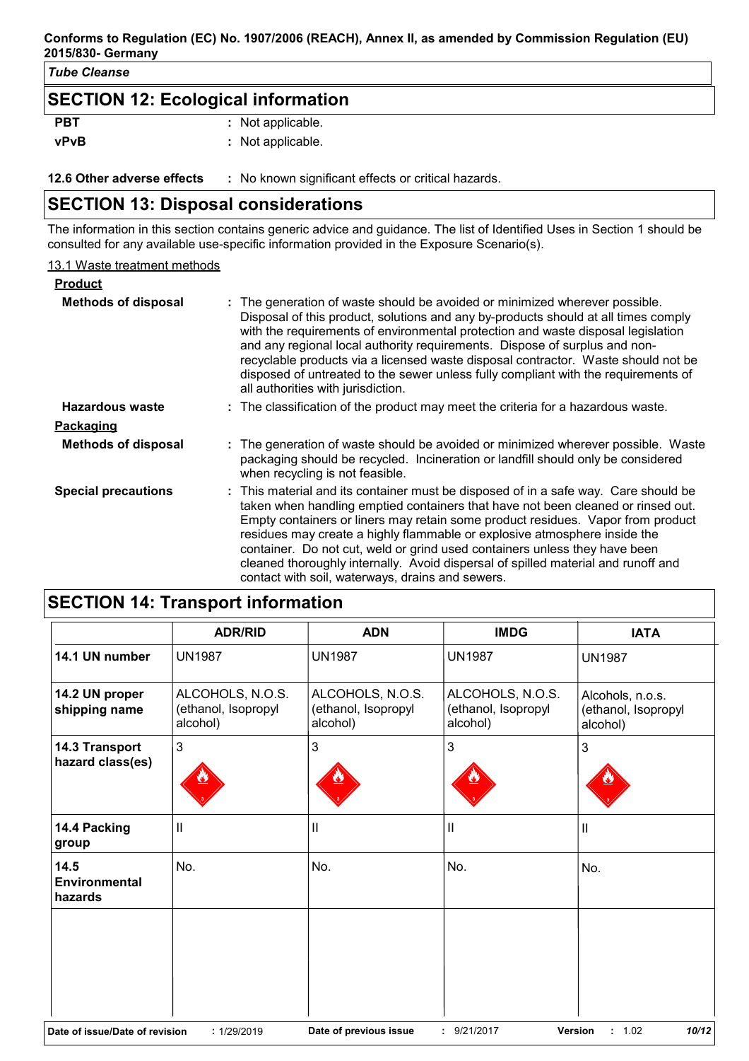## SECTION 12: Ecological information

| | |
|---|---|
| **PBT** | : Not applicable. |
| **vPvB** | : Not applicable. |

**12.6 Other adverse effects** : No known significant effects or critical hazards.

## SECTION 13: Disposal considerations

The information in this section contains generic advice and guidance. The list of Identified Uses in Section 1 should be consulted for any available use-specific information provided in the Exposure Scenario(s).

13.1 Waste treatment methods

**Product**

**Methods of disposal** : The generation of waste should be avoided or minimized wherever possible. Disposal of this product, solutions and any by-products should at all times comply with the requirements of environmental protection and waste disposal legislation and any regional local authority requirements. Dispose of surplus and non-recyclable products via a licensed waste disposal contractor. Waste should not be disposed of untreated to the sewer unless fully compliant with the requirements of all authorities with jurisdiction.

**Hazardous waste** : The classification of the product may meet the criteria for a hazardous waste.

**Packaging**

**Methods of disposal** : The generation of waste should be avoided or minimized wherever possible. Waste packaging should be recycled. Incineration or landfill should only be considered when recycling is not feasible.

**Special precautions** : This material and its container must be disposed of in a safe way. Care should be taken when handling emptied containers that have not been cleaned or rinsed out. Empty containers or liners may retain some product residues. Vapor from product residues may create a highly flammable or explosive atmosphere inside the container. Do not cut, weld or grind used containers unless they have been cleaned thoroughly internally. Avoid dispersal of spilled material and runoff and contact with soil, waterways, drains and sewers.

## SECTION 14: Transport information

| | ADR/RID | ADN | IMDG | IATA |
|---|---|---|---|---|
| **14.1 UN number** | UN1987 | UN1987 | UN1987 | UN1987 |
| **14.2 UN proper shipping name** | ALCOHOLS, N.O.S. (ethanol, Isopropyl alcohol) | ALCOHOLS, N.O.S. (ethanol, Isopropyl alcohol) | ALCOHOLS, N.O.S. (ethanol, Isopropyl alcohol) | Alcohols, n.o.s. (ethanol, Isopropyl alcohol) |
| **14.3 Transport hazard class(es)** | 3 | 3 | 3 | 3 |
| **14.4 Packing group** | II | II | II | II |
| **14.5 Environmental hazards** | No. | No. | No. | No. |

| | | | | | |
|---|---|---|---|---|---|
| **Date of issue/Date of revision** | : 1/29/2019 | **Date of previous issue** | : 9/21/2017 | **Version** | : 1.02 |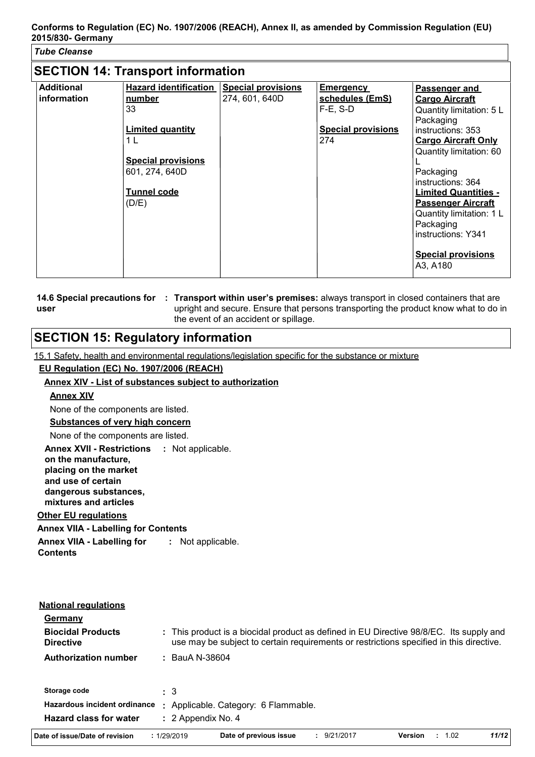## SECTION 14: Transport information

| Additional information | Hazard identification number<br>33<br><br>Limited quantity<br>1 L<br><br>Special provisions<br>601, 274, 640D<br><br>Tunnel code<br>(D/E) | Special provisions<br>274, 601, 640D | Emergency schedules (EmS)<br>F-E, S-D<br><br>Special provisions<br>274 | Passenger and Cargo Aircraft<br>Quantity limitation: 5 L<br>Packaging instructions: 353<br>Cargo Aircraft Only<br>Quantity limitation: 60 L<br>Packaging instructions: 364<br>Limited Quantities - Passenger Aircraft<br>Quantity limitation: 1 L<br>Packaging instructions: Y341<br><br>Special provisions<br>A3, A180 |
|---|---|---|---|---|

**14.6 Special precautions for user** : **Transport within user's premises:** always transport in closed containers that are upright and secure. Ensure that persons transporting the product know what to do in the event of an accident or spillage.

## SECTION 15: Regulatory information

15.1 Safety, health and environmental regulations/legislation specific for the substance or mixture

**EU Regulation (EC) No. 1907/2006 (REACH)**

**Annex XIV - List of substances subject to authorization**

**Annex XIV**

None of the components are listed.

**Substances of very high concern**

None of the components are listed.

**Annex XVII - Restrictions on the manufacture, placing on the market and use of certain dangerous substances, mixtures and articles** : Not applicable.

**Other EU regulations**

**Annex VIIA - Labelling for Contents**

**Annex VIIA - Labelling for Contents** : Not applicable.

**National regulations**

**Germany**

**Biocidal Products Directive** : This product is a biocidal product as defined in EU Directive 98/8/EC. Its supply and use may be subject to certain requirements or restrictions specified in this directive.

**Authorization number** : BauA N-38604

**Storage code** : 3

**Hazardous incident ordinance** : Applicable. Category: 6 Flammable.

**Hazard class for water** : 2 Appendix No. 4

| Date of issue/Date of revision | : 1/29/2019 | Date of previous issue | : 9/21/2017 | Version | : 1.02 |
|---|---|---|---|---|---|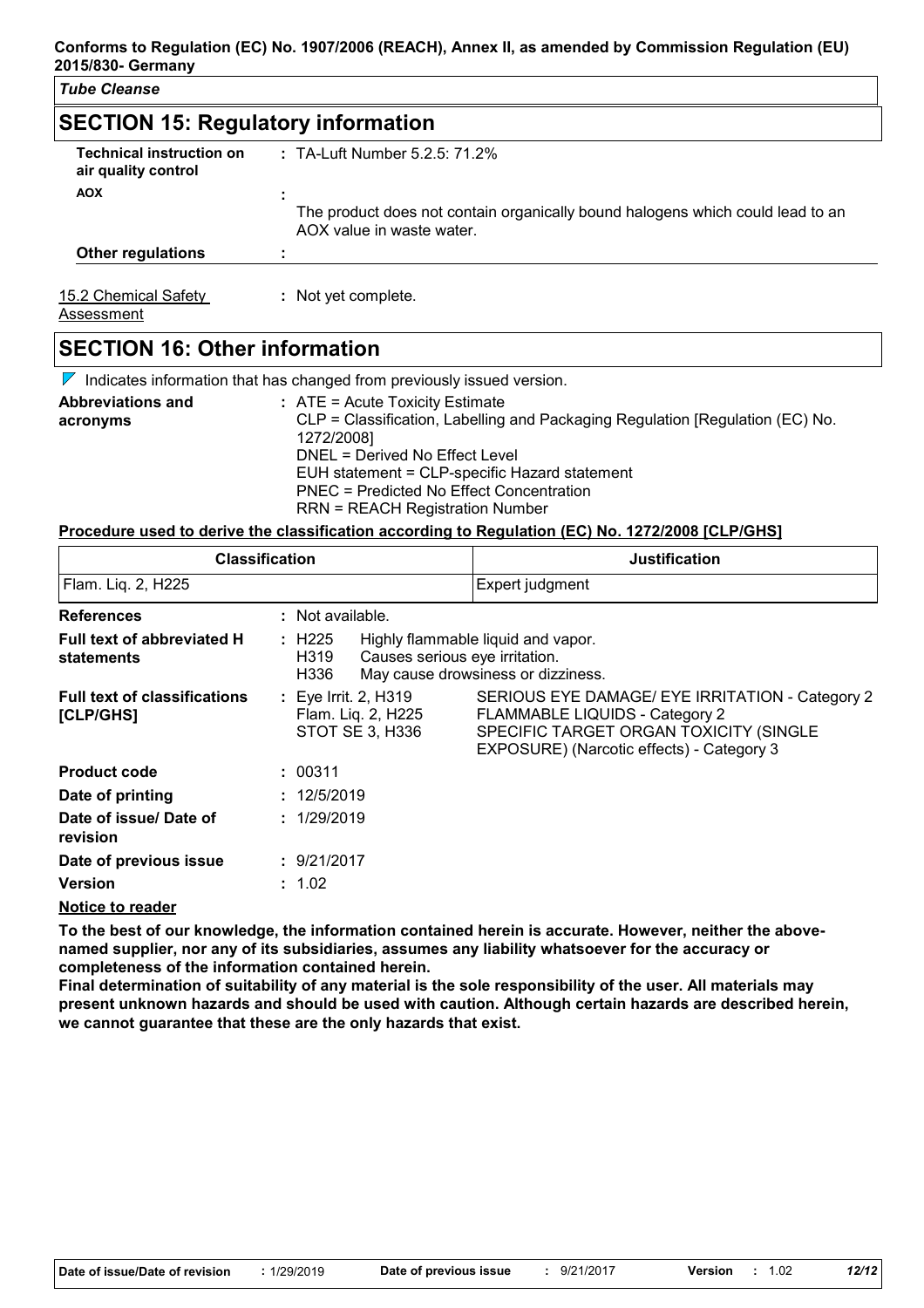Conforms to Regulation (EC) No. 1907/2006 (REACH), Annex II, as amended by Commission Regulation (EU) 2015/830- Germany

*Tube Cleanse*

## SECTION 15: Regulatory information

**Technical instruction on air quality control** : TA-Luft Number 5.2.5: 71.2%

**AOX** : The product does not contain organically bound halogens which could lead to an AOX value in waste water.

**Other regulations** :

15.2 Chemical Safety Assessment : Not yet complete.

## SECTION 16: Other information

Indicates information that has changed from previously issued version.

**Abbreviations and acronyms** :
- ATE = Acute Toxicity Estimate
- CLP = Classification, Labelling and Packaging Regulation [Regulation (EC) No. 1272/2008]
- DNEL = Derived No Effect Level
- EUH statement = CLP-specific Hazard statement
- PNEC = Predicted No Effect Concentration
- RRN = REACH Registration Number

**Procedure used to derive the classification according to Regulation (EC) No. 1272/2008 [CLP/GHS]**

| Classification | Justification |
|---|---|
| Flam. Liq. 2, H225 | Expert judgment |

**References** : Not available.

**Full text of abbreviated H statements** :

| | |
|---|---|
| H225 | Highly flammable liquid and vapor. |
| H319 | Causes serious eye irritation. |
| H336 | May cause drowsiness or dizziness. |

**Full text of classifications [CLP/GHS]** :

| | |
|---|---|
| Eye Irrit. 2, H319 | SERIOUS EYE DAMAGE/ EYE IRRITATION - Category 2 |
| Flam. Liq. 2, H225 | FLAMMABLE LIQUIDS - Category 2 |
| STOT SE 3, H336 | SPECIFIC TARGET ORGAN TOXICITY (SINGLE EXPOSURE) (Narcotic effects) - Category 3 |

**Product code** : 00311

**Date of printing** : 12/5/2019

**Date of issue/ Date of revision** : 1/29/2019

**Date of previous issue** : 9/21/2017

**Version** : 1.02

**Notice to reader**

**To the best of our knowledge, the information contained herein is accurate. However, neither the above-named supplier, nor any of its subsidiaries, assumes any liability whatsoever for the accuracy or completeness of the information contained herein.**

**Final determination of suitability of any material is the sole responsibility of the user. All materials may present unknown hazards and should be used with caution. Although certain hazards are described herein, we cannot guarantee that these are the only hazards that exist.**